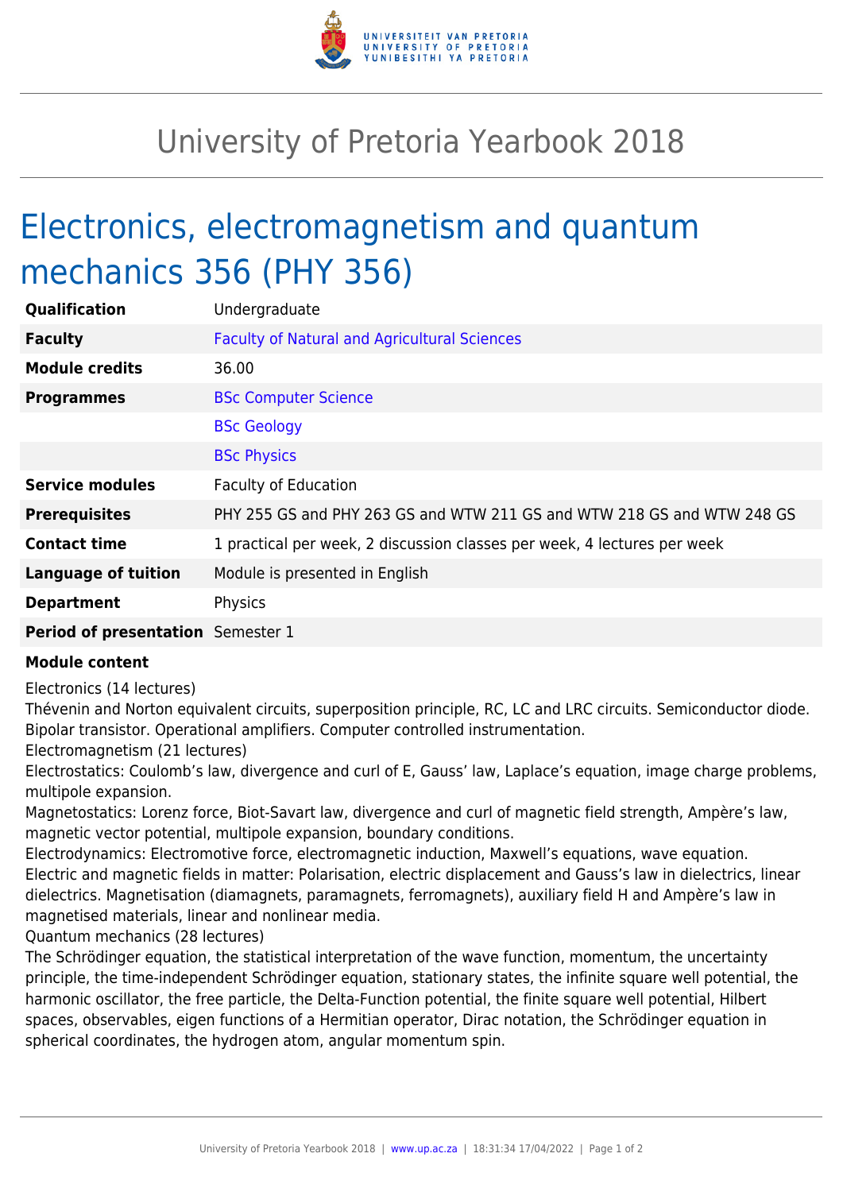# University of Pretoria Yearbook 2018

## Electronics, electromagnetism and quantum mechanics 356 (PHY 356)

| | |
|---|---|
| **Qualification** | Undergraduate |
| **Faculty** | Faculty of Natural and Agricultural Sciences |
| **Module credits** | 36.00 |
| **Programmes** | BSc Computer Science |
| | BSc Geology |
| | BSc Physics |
| **Service modules** | Faculty of Education |
| **Prerequisites** | PHY 255 GS and PHY 263 GS and WTW 211 GS and WTW 218 GS and WTW 248 GS |
| **Contact time** | 1 practical per week, 2 discussion classes per week, 4 lectures per week |
| **Language of tuition** | Module is presented in English |
| **Department** | Physics |
| **Period of presentation** | Semester 1 |

**Module content**

Electronics (14 lectures)

Thévenin and Norton equivalent circuits, superposition principle, RC, LC and LRC circuits. Semiconductor diode. Bipolar transistor. Operational amplifiers. Computer controlled instrumentation.

Electromagnetism (21 lectures)

Electrostatics: Coulomb's law, divergence and curl of E, Gauss' law, Laplace's equation, image charge problems, multipole expansion.

Magnetostatics: Lorenz force, Biot-Savart law, divergence and curl of magnetic field strength, Ampère's law, magnetic vector potential, multipole expansion, boundary conditions.

Electrodynamics: Electromotive force, electromagnetic induction, Maxwell's equations, wave equation.

Electric and magnetic fields in matter: Polarisation, electric displacement and Gauss's law in dielectrics, linear dielectrics. Magnetisation (diamagnets, paramagnets, ferromagnets), auxiliary field H and Ampère's law in magnetised materials, linear and nonlinear media.

Quantum mechanics (28 lectures)

The Schrödinger equation, the statistical interpretation of the wave function, momentum, the uncertainty principle, the time-independent Schrödinger equation, stationary states, the infinite square well potential, the harmonic oscillator, the free particle, the Delta-Function potential, the finite square well potential, Hilbert spaces, observables, eigen functions of a Hermitian operator, Dirac notation, the Schrödinger equation in spherical coordinates, the hydrogen atom, angular momentum spin.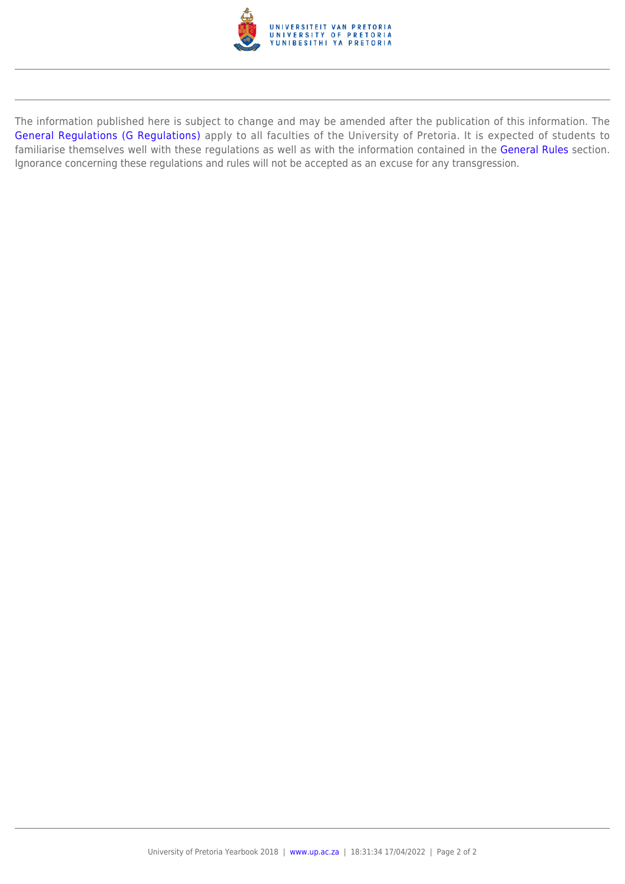The information published here is subject to change and may be amended after the publication of this information. The General Regulations (G Regulations) apply to all faculties of the University of Pretoria. It is expected of students to familiarise themselves well with these regulations as well as with the information contained in the General Rules section. Ignorance concerning these regulations and rules will not be accepted as an excuse for any transgression.